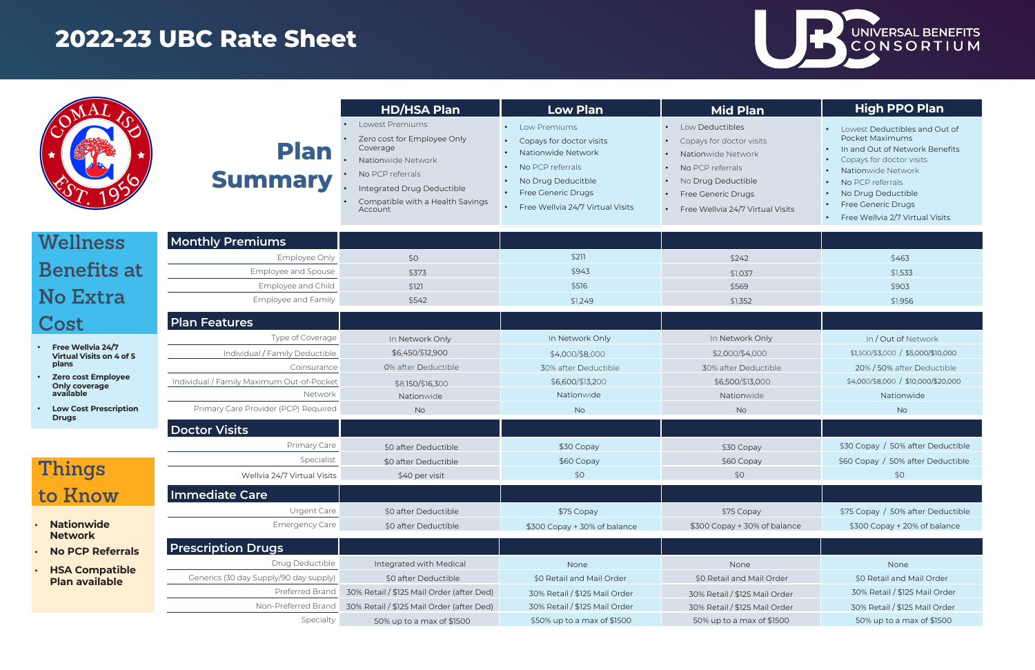# 2022-23 UBC Rate Sheet

UNIVERSAL BENEFITS CONSORTIUM

COMAL ISD EST. 1956

## Plan Summary

| | HD/HSA Plan | Low Plan | Mid Plan | High PPO Plan |
|---|---|---|---|---|
| Plan Summary | • Lowest Premiums<br>• Zero cost for Employee Only Coverage<br>• Nationwide Network<br>• No PCP referrals<br>• Integrated Drug Deductible<br>• Compatible with a Health Savings Account | • Low Premiums<br>• Copays for doctor visits<br>• Nationwide Network<br>• No PCP referrals<br>• No Drug Deductible<br>• Free Generic Drugs<br>• Free Wellvia 24/7 Virtual Visits | • Low Deductibles<br>• Copays for doctor visits<br>• Nationwide Network<br>• No PCP referrals<br>• No Drug Deductible<br>• Free Generic Drugs<br>• Free Wellvia 24/7 Virtual Visits | • Lowest Deductibles and Out of Pocket Maximums<br>• In and Out of Network Benefits<br>• Copays for doctor visits<br>• Nationwide Network<br>• No PCP referrals<br>• No Drug Deductible<br>• Free Generic Drugs<br>• Free Wellvia 2/7 Virtual Visits |
| **Monthly Premiums** | | | | |
| Employee Only | $0 | $211 | $242 | $463 |
| Employee and Spouse | $373 | $943 | $1,037 | $1,533 |
| Employee and Child | $121 | $516 | $569 | $903 |
| Employee and Family | $542 | $1,249 | $1,352 | $1,956 |
| **Plan Features** | | | | |
| Type of Coverage | In Network Only | In Network Only | In Network Only | In / Out of Network |
| Individual / Family Deductible | $6,450/$12,900 | $4,000/$8,000 | $2,000/$4,000 | $1,500/$3,000 / $5,000/$10,000 |
| Coinsurance | 0% after Deductible | 30% after Deductible | 30% after Deductible | 20% / 50% after Deductible |
| Individual / Family Maximum Out-of-Pocket | $8,150/$16,300 | $6,600/$13,200 | $6,500/$13,000 | $4,000/$8,000 / $10,000/$20,000 |
| Network | Nationwide | Nationwide | Nationwide | Nationwide |
| Primary Care Provider (PCP) Required | No | No | No | No |
| **Doctor Visits** | | | | |
| Primary Care | $0 after Deductible | $30 Copay | $30 Copay | $30 Copay / 50% after Deductible |
| Specialist | $0 after Deductible | $60 Copay | $60 Copay | $60 Copay / 50% after Deductible |
| Wellvia 24/7 Virtual Visits | $40 per visit | $0 | $0 | $0 |
| **Immediate Care** | | | | |
| Urgent Care | $0 after Deductible | $75 Copay | $75 Copay | $75 Copay / 50% after Deductible |
| Emergency Care | $0 after Deductible | $300 Copay + 30% of balance | $300 Copay + 30% of balance | $300 Copay + 20% of balance |
| **Prescription Drugs** | | | | |
| Drug Deductible | Integrated with Medical | None | None | None |
| Generics (30 day Supply/90 day supply) | $0 after Deductible | $0 Retail and Mail Order | $0 Retail and Mail Order | $0 Retail and Mail Order |
| Preferred Brand | 30% Retail / $125 Mail Order (after Ded) | 30% Retail / $125 Mail Order | 30% Retail / $125 Mail Order | 30% Retail / $125 Mail Order |
| Non-Preferred Brand | 30% Retail / $125 Mail Order (after Ded) | 30% Retail / $125 Mail Order | 30% Retail / $125 Mail Order | 30% Retail / $125 Mail Order |
| Specialty | 50% up to a max of $1500 | $50% up to a max of $1500 | 50% up to a max of $1500 | 50% up to a max of $1500 |

## Wellness Benefits at No Extra Cost

- **Free Wellvia 24/7 Virtual Visits on 4 of 5 plans**
- **Zero cost Employee Only coverage available**
- **Low Cost Prescription Drugs**

## Things to Know

- **Nationwide Network**
- **No PCP Referrals**
- **HSA Compatible Plan available**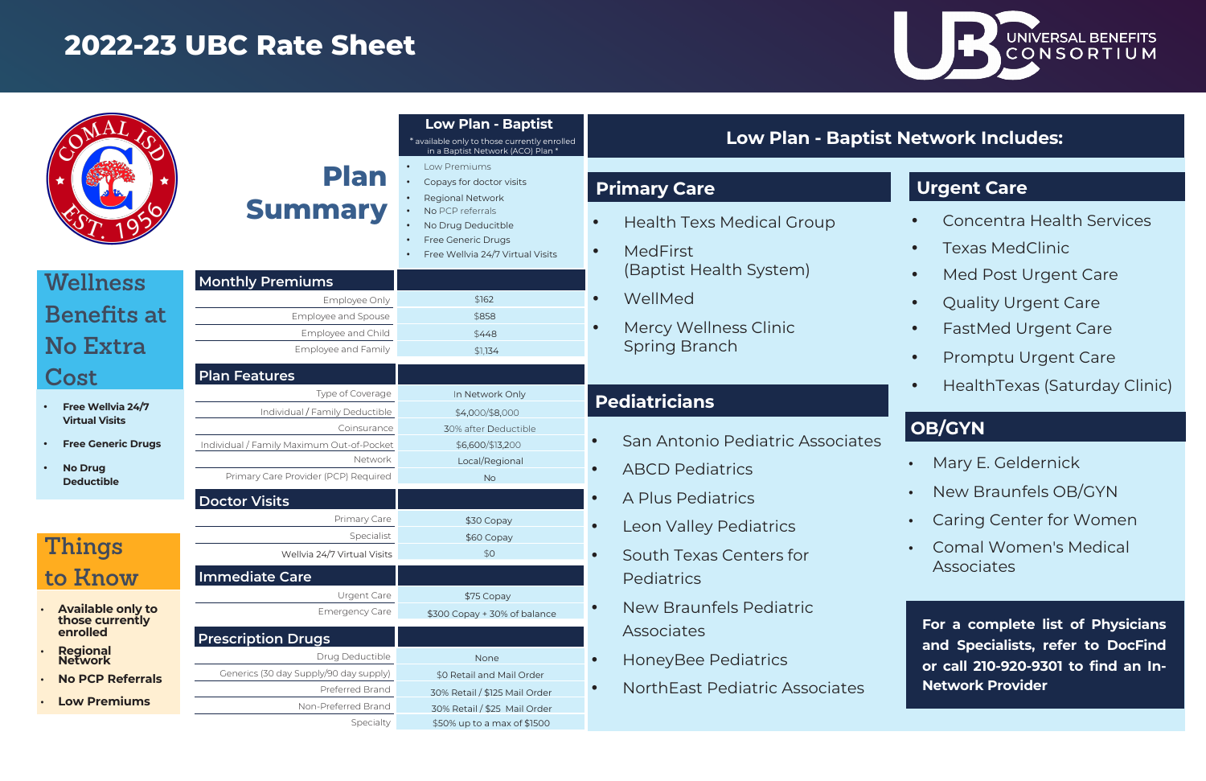# 2022-23 UBC Rate Sheet

UNIVERSAL BENEFITS CONSORTIUM

COMAL ISD EST. 1956

## Plan Summary

**Low Plan - Baptist**

\* available only to those currently enrolled in a Baptist Network (ACO) Plan \*

- Low Premiums
- Copays for doctor visits
- Regional Network
- No PCP referrals
- No Drug Deducitble
- Free Generic Drugs
- Free Wellvia 24/7 Virtual Visits

## Wellness Benefits at No Extra Cost

- **Free Wellvia 24/7 Virtual Visits**
- **Free Generic Drugs**
- **No Drug Deductible**

## Things to Know

- **Available only to those currently enrolled**
- **Regional Network**
- **No PCP Referrals**
- **Low Premiums**

| | Low Plan - Baptist |
|---|---|
| **Monthly Premiums** | |
| Employee Only | $162 |
| Employee and Spouse | $858 |
| Employee and Child | $448 |
| Employee and Family | $1,134 |
| **Plan Features** | |
| Type of Coverage | In Network Only |
| Individual / Family Deductible | $4,000/$8,000 |
| Coinsurance | 30% after Deductible |
| Individual / Family Maximum Out-of-Pocket | $6,600/$13,200 |
| Network | Local/Regional |
| Primary Care Provider (PCP) Required | No |
| **Doctor Visits** | |
| Primary Care | $30 Copay |
| Specialist | $60 Copay |
| Wellvia 24/7 Virtual Visits | $0 |
| **Immediate Care** | |
| Urgent Care | $75 Copay |
| Emergency Care | $300 Copay + 30% of balance |
| **Prescription Drugs** | |
| Drug Deductible | None |
| Generics (30 day Supply/90 day supply) | $0 Retail and Mail Order |
| Preferred Brand | 30% Retail / $125 Mail Order |
| Non-Preferred Brand | 30% Retail / $25 Mail Order |
| Specialty | $50% up to a max of $1500 |

## Low Plan - Baptist Network Includes:

### Primary Care

- Health Texs Medical Group
- MedFirst (Baptist Health System)
- WellMed
- Mercy Wellness Clinic Spring Branch

### Pediatricians

- San Antonio Pediatric Associates
- ABCD Pediatrics
- A Plus Pediatrics
- Leon Valley Pediatrics
- South Texas Centers for Pediatrics
- New Braunfels Pediatric Associates
- HoneyBee Pediatrics
- NorthEast Pediatric Associates

### Urgent Care

- Concentra Health Services
- Texas MedClinic
- Med Post Urgent Care
- Quality Urgent Care
- FastMed Urgent Care
- Promptu Urgent Care
- HealthTexas (Saturday Clinic)

### OB/GYN

- Mary E. Geldernick
- New Braunfels OB/GYN
- Caring Center for Women
- Comal Women's Medical Associates

**For a complete list of Physicians and Specialists, refer to DocFind or call 210-920-9301 to find an In-Network Provider**